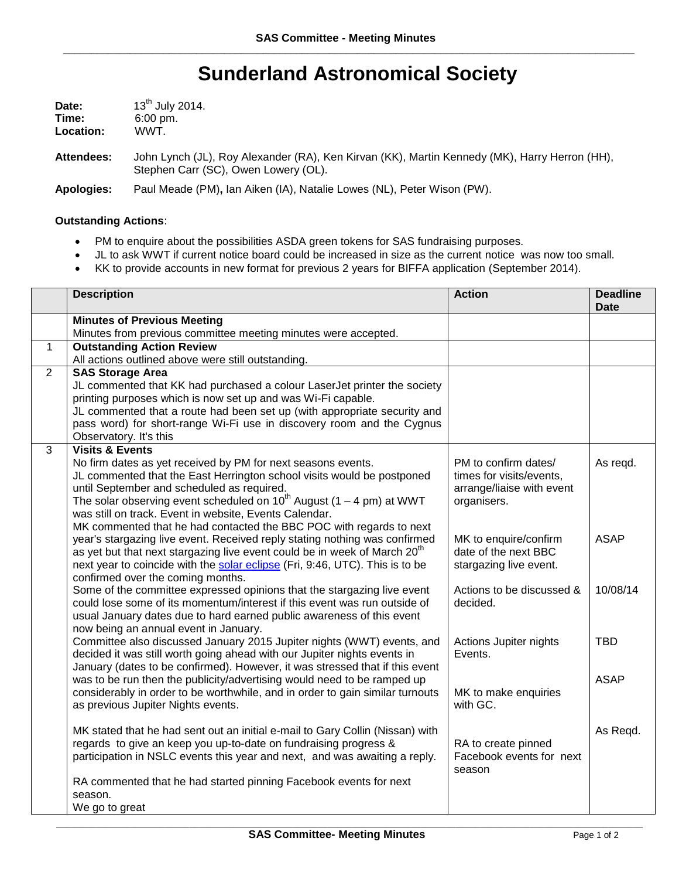# Sunderland Astronomical Society

**Date:** 13th July 2014.
**Time:** 6:00 pm.
**Location:** WWT.

**Attendees:** John Lynch (JL), Roy Alexander (RA), Ken Kirvan (KK), Martin Kennedy (MK), Harry Herron (HH), Stephen Carr (SC), Owen Lowery (OL).

**Apologies:** Paul Meade (PM)**,** Ian Aiken (IA), Natalie Lowes (NL), Peter Wison (PW).

**Outstanding Actions**:

- PM to enquire about the possibilities ASDA green tokens for SAS fundraising purposes.
- JL to ask WWT if current notice board could be increased in size as the current notice was now too small.
- KK to provide accounts in new format for previous 2 years for BIFFA application (September 2014).

| | **Description** | **Action** | **Deadline Date** |
|---|---|---|---|
| | **Minutes of Previous Meeting**<br>Minutes from previous committee meeting minutes were accepted. | | |
| 1 | **Outstanding Action Review**<br>All actions outlined above were still outstanding. | | |
| 2 | **SAS Storage Area**<br>JL commented that KK had purchased a colour LaserJet printer the society printing purposes which is now set up and was Wi-Fi capable.<br>JL commented that a route had been set up (with appropriate security and pass word) for short-range Wi-Fi use in discovery room and the Cygnus Observatory. It's this | | |
| 3 | **Visits & Events**<br>No firm dates as yet received by PM for next seasons events.<br>JL commented that the East Herrington school visits would be postponed until September and scheduled as required.<br>The solar observing event scheduled on 10th August (1 – 4 pm) at WWT was still on track. Event in website, Events Calendar. | PM to confirm dates/ times for visits/events, arrange/liaise with event organisers. | As reqd. |
| | MK commented that he had contacted the BBC POC with regards to next year's stargazing live event. Received reply stating nothing was confirmed as yet but that next stargazing live event could be in week of March 20th next year to coincide with the solar eclipse (Fri, 9:46, UTC). This is to be confirmed over the coming months. | MK to enquire/confirm date of the next BBC stargazing live event. | ASAP |
| | Some of the committee expressed opinions that the stargazing live event could lose some of its momentum/interest if this event was run outside of usual January dates due to hard earned public awareness of this event now being an annual event in January. | Actions to be discussed & decided. | 10/08/14 |
| | Committee also discussed January 2015 Jupiter nights (WWT) events, and decided it was still worth going ahead with our Jupiter nights events in January (dates to be confirmed). However, it was stressed that if this event was to be run then the publicity/advertising would need to be ramped up considerably in order to be worthwhile, and in order to gain similar turnouts as previous Jupiter Nights events. | Actions Jupiter nights Events.<br><br>MK to make enquiries with GC. | TBD<br><br>ASAP |
| | MK stated that he had sent out an initial e-mail to Gary Collin (Nissan) with regards to give an keep you up-to-date on fundraising progress & participation in NSLC events this year and next, and was awaiting a reply.<br><br>RA commented that he had started pinning Facebook events for next season.<br>We go to great | RA to create pinned Facebook events for next season | As Reqd. |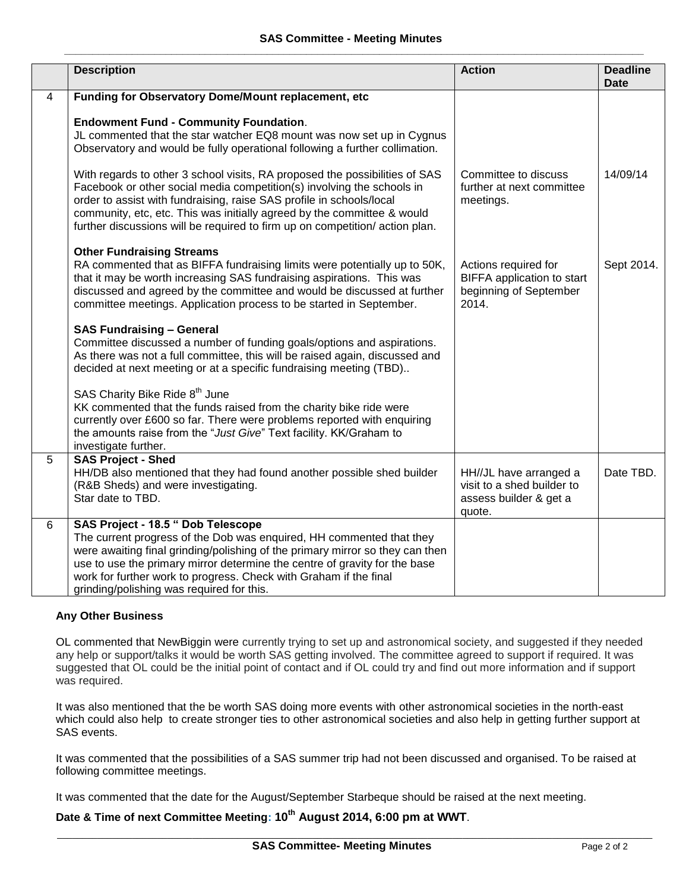| | Description | Action | Deadline Date |
|---|---|---|---|
| 4 | **Funding for Observatory Dome/Mount replacement, etc**<br><br>**Endowment Fund - Community Foundation**.<br>JL commented that the star watcher EQ8 mount was now set up in Cygnus Observatory and would be fully operational following a further collimation.<br><br>With regards to other 3 school visits, RA proposed the possibilities of SAS Facebook or other social media competition(s) involving the schools in order to assist with fundraising, raise SAS profile in schools/local community, etc, etc. This was initially agreed by the committee & would further discussions will be required to firm up on competition/ action plan. | Committee to discuss further at next committee meetings. | 14/09/14 |
| | **Other Fundraising Streams**<br>RA commented that as BIFFA fundraising limits were potentially up to 50K, that it may be worth increasing SAS fundraising aspirations. This was discussed and agreed by the committee and would be discussed at further committee meetings. Application process to be started in September. | Actions required for BIFFA application to start beginning of September 2014. | Sept 2014. |
| | **SAS Fundraising – General**<br>Committee discussed a number of funding goals/options and aspirations. As there was not a full committee, this will be raised again, discussed and decided at next meeting or at a specific fundraising meeting (TBD)..<br><br>SAS Charity Bike Ride 8th June<br>KK commented that the funds raised from the charity bike ride were currently over £600 so far. There were problems reported with enquiring the amounts raise from the "*Just Give*" Text facility. KK/Graham to investigate further. | | |
| 5 | **SAS Project - Shed**<br>HH/DB also mentioned that they had found another possible shed builder (R&B Sheds) and were investigating.<br>Star date to TBD. | HH//JL have arranged a visit to a shed builder to assess builder & get a quote. | Date TBD. |
| 6 | **SAS Project - 18.5 " Dob Telescope**<br>The current progress of the Dob was enquired, HH commented that they were awaiting final grinding/polishing of the primary mirror so they can then use to use the primary mirror determine the centre of gravity for the base work for further work to progress. Check with Graham if the final grinding/polishing was required for this. | | |

**Any Other Business**

OL commented that NewBiggin were currently trying to set up and astronomical society, and suggested if they needed any help or support/talks it would be worth SAS getting involved. The committee agreed to support if required. It was suggested that OL could be the initial point of contact and if OL could try and find out more information and if support was required.

It was also mentioned that the be worth SAS doing more events with other astronomical societies in the north-east which could also help to create stronger ties to other astronomical societies and also help in getting further support at SAS events.

It was commented that the possibilities of a SAS summer trip had not been discussed and organised. To be raised at following committee meetings.

It was commented that the date for the August/September Starbeque should be raised at the next meeting.

**Date & Time of next Committee Meeting: 10th August 2014, 6:00 pm at WWT**.